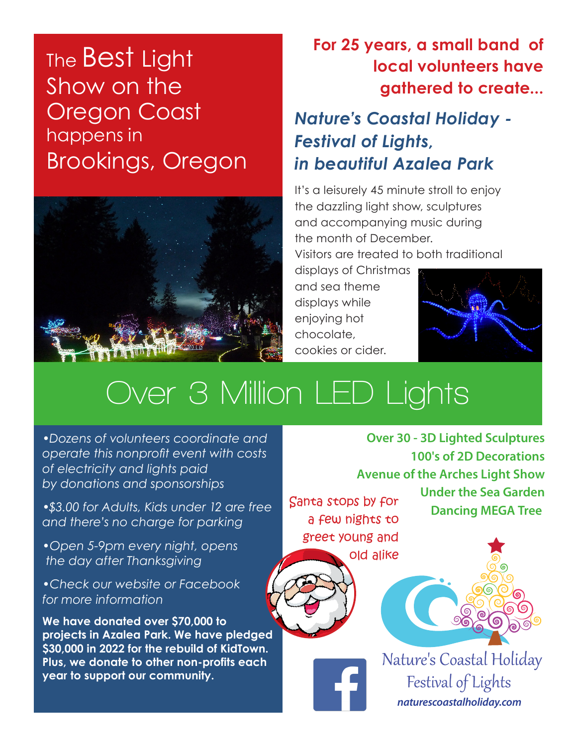# The Best Light Show on the Oregon Coast happens in Brookings, Oregon

**For 25 years, a small band of local volunteers have gathered to create...**

## *Nature's Coastal Holiday - Festival of Lights, in beautiful Azalea Park*

It's a leisurely 45 minute stroll to enjoy the dazzling light show, sculptures and accompanying music during the month of December. Visitors are treated to both traditional displays of Christmas and sea theme displays while enjoying hot chocolate, cookies or cider.

# Over 3 Million LED Lights

- *Dozens of volunteers coordinate and operate this nonprofit event with costs of electricity and lights paid by donations and sponsorships*
- *$3.00 for Adults, Kids under 12 are free and there's no charge for parking*
- *Open 5-9pm every night, opens the day after Thanksgiving*
- *Check our website or Facebook for more information*

**We have donated over $70,000 to projects in Azalea Park. We have pledged $30,000 in 2022 for the rebuild of KidTown. Plus, we donate to other non-profits each year to support our community.**

**Over 30 - 3D Lighted Sculptures**
**100's of 2D Decorations**
**Avenue of the Arches Light Show**
**Under the Sea Garden**
**Dancing MEGA Tree**

Santa stops by for a few nights to greet young and old alike

Nature's Coastal Holiday
Festival of Lights
*naturescoastalholiday.com*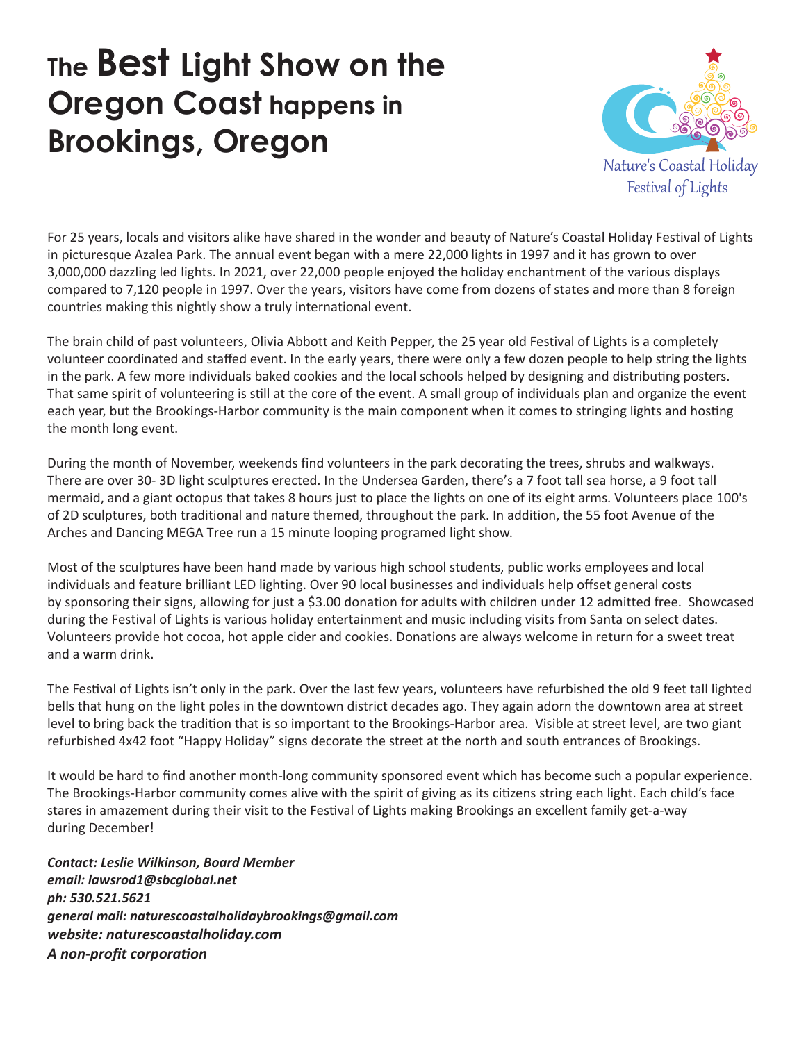# The **Best** Light Show on the Oregon Coast happens in Brookings, Oregon

Nature's Coastal Holiday
Festival of Lights

For 25 years, locals and visitors alike have shared in the wonder and beauty of Nature's Coastal Holiday Festival of Lights in picturesque Azalea Park. The annual event began with a mere 22,000 lights in 1997 and it has grown to over 3,000,000 dazzling led lights. In 2021, over 22,000 people enjoyed the holiday enchantment of the various displays compared to 7,120 people in 1997. Over the years, visitors have come from dozens of states and more than 8 foreign countries making this nightly show a truly international event.

The brain child of past volunteers, Olivia Abbott and Keith Pepper, the 25 year old Festival of Lights is a completely volunteer coordinated and staffed event. In the early years, there were only a few dozen people to help string the lights in the park. A few more individuals baked cookies and the local schools helped by designing and distributing posters. That same spirit of volunteering is still at the core of the event. A small group of individuals plan and organize the event each year, but the Brookings-Harbor community is the main component when it comes to stringing lights and hosting the month long event.

During the month of November, weekends find volunteers in the park decorating the trees, shrubs and walkways. There are over 30- 3D light sculptures erected. In the Undersea Garden, there's a 7 foot tall sea horse, a 9 foot tall mermaid, and a giant octopus that takes 8 hours just to place the lights on one of its eight arms. Volunteers place 100's of 2D sculptures, both traditional and nature themed, throughout the park. In addition, the 55 foot Avenue of the Arches and Dancing MEGA Tree run a 15 minute looping programed light show.

Most of the sculptures have been hand made by various high school students, public works employees and local individuals and feature brilliant LED lighting. Over 90 local businesses and individuals help offset general costs by sponsoring their signs, allowing for just a $3.00 donation for adults with children under 12 admitted free. Showcased during the Festival of Lights is various holiday entertainment and music including visits from Santa on select dates. Volunteers provide hot cocoa, hot apple cider and cookies. Donations are always welcome in return for a sweet treat and a warm drink.

The Festival of Lights isn't only in the park. Over the last few years, volunteers have refurbished the old 9 feet tall lighted bells that hung on the light poles in the downtown district decades ago. They again adorn the downtown area at street level to bring back the tradition that is so important to the Brookings-Harbor area. Visible at street level, are two giant refurbished 4x42 foot "Happy Holiday" signs decorate the street at the north and south entrances of Brookings.

It would be hard to find another month-long community sponsored event which has become such a popular experience. The Brookings-Harbor community comes alive with the spirit of giving as its citizens string each light. Each child's face stares in amazement during their visit to the Festival of Lights making Brookings an excellent family get-a-way during December!

***Contact: Leslie Wilkinson, Board Member***
***email: lawsrod1@sbcglobal.net***
***ph: 530.521.5621***
***general mail: naturescoastalholidaybrookings@gmail.com***
***website: naturescoastalholiday.com***
***A non-profit corporation***